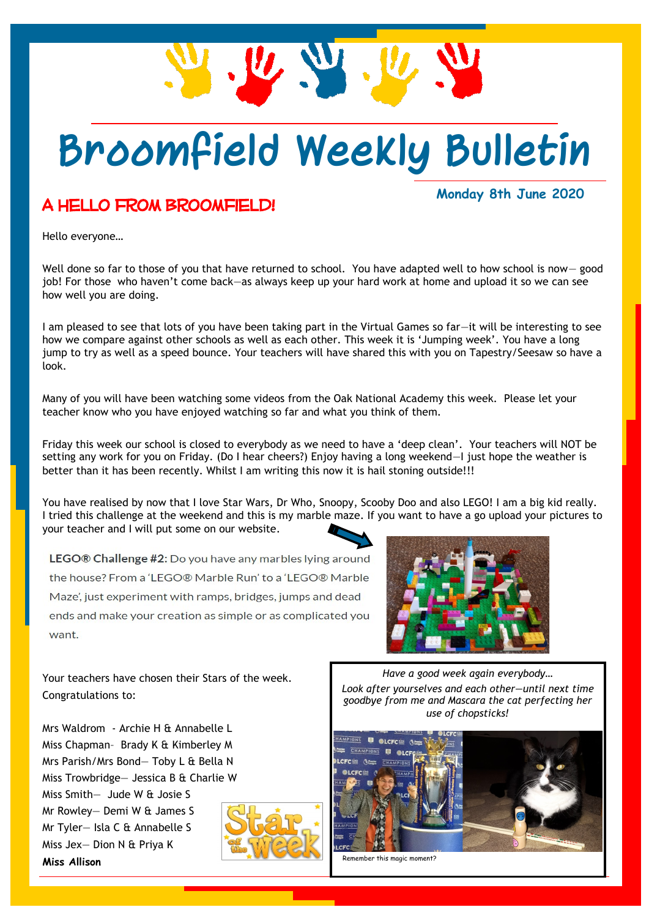# Broomfield Weekly Bulletin

**Monday 8th June 2020**

## A HELLO FROM BROOMFIELD!

Hello everyone…

Well done so far to those of you that have returned to school. You have adapted well to how school is now— good job! For those who haven't come back—as always keep up your hard work at home and upload it so we can see how well you are doing.

I am pleased to see that lots of you have been taking part in the Virtual Games so far—it will be interesting to see how we compare against other schools as well as each other. This week it is 'Jumping week'. You have a long jump to try as well as a speed bounce. Your teachers will have shared this with you on Tapestry/Seesaw so have a look.

Many of you will have been watching some videos from the Oak National Academy this week. Please let your teacher know who you have enjoyed watching so far and what you think of them.

Friday this week our school is closed to everybody as we need to have a 'deep clean'. Your teachers will NOT be setting any work for you on Friday. (Do I hear cheers?) Enjoy having a long weekend—I just hope the weather is better than it has been recently. Whilst I am writing this now it is hail stoning outside!!!

You have realised by now that I love Star Wars, Dr Who, Snoopy, Scooby Doo and also LEGO! I am a big kid really. I tried this challenge at the weekend and this is my marble maze. If you want to have a go upload your pictures to your teacher and I will put some on our website.

**LEGO® Challenge #2:** Do you have any marbles lying around the house? From a 'LEGO® Marble Run' to a 'LEGO® Marble Maze', just experiment with ramps, bridges, jumps and dead ends and make your creation as simple or as complicated you want.

Your teachers have chosen their Stars of the week. Congratulations to:

Mrs Waldrom - Archie H & Annabelle L
Miss Chapman- Brady K & Kimberley M
Mrs Parish/Mrs Bond— Toby L & Bella N
Miss Trowbridge— Jessica B & Charlie W
Miss Smith— Jude W & Josie S
Mr Rowley— Demi W & James S
Mr Tyler— Isla C & Annabelle S
Miss Jex— Dion N & Priya K
**Miss Allison**

*Have a good week again everybody…*
*Look after yourselves and each other—until next time goodbye from me and Mascara the cat perfecting her use of chopsticks!*

Remember this magic moment?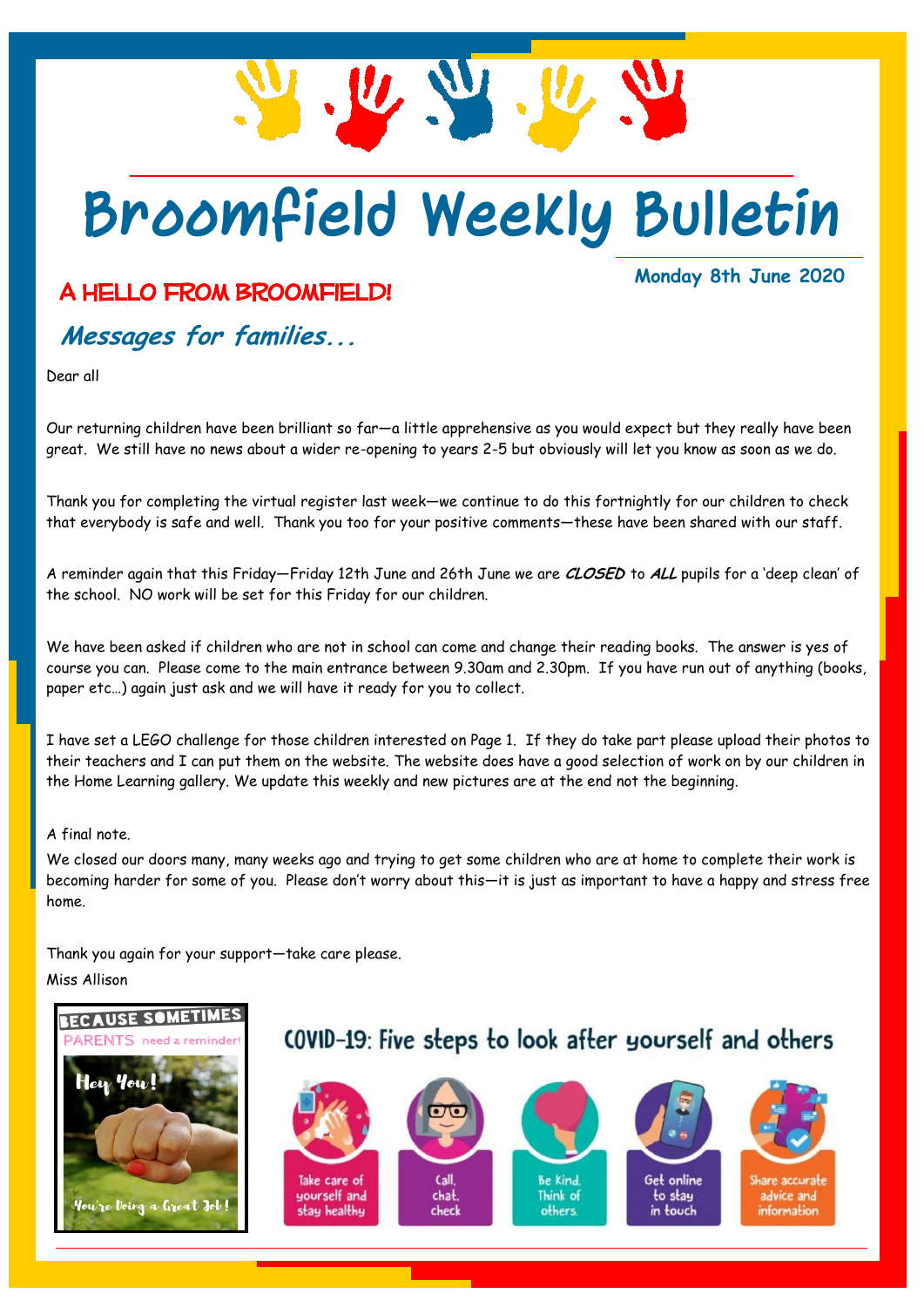# Broomfield Weekly Bulletin

**Monday 8th June 2020**

## A HELLO FROM BROOMFIELD!

### *Messages for families...*

Dear all

Our returning children have been brilliant so far—a little apprehensive as you would expect but they really have been great. We still have no news about a wider re-opening to years 2-5 but obviously will let you know as soon as we do.

Thank you for completing the virtual register last week—we continue to do this fortnightly for our children to check that everybody is safe and well. Thank you too for your positive comments—these have been shared with our staff.

A reminder again that this Friday—Friday 12th June and 26th June we are ***CLOSED*** to ***ALL*** pupils for a 'deep clean' of the school. NO work will be set for this Friday for our children.

We have been asked if children who are not in school can come and change their reading books. The answer is yes of course you can. Please come to the main entrance between 9.30am and 2.30pm. If you have run out of anything (books, paper etc…) again just ask and we will have it ready for you to collect.

I have set a LEGO challenge for those children interested on Page 1. If they do take part please upload their photos to their teachers and I can put them on the website. The website does have a good selection of work on by our children in the Home Learning gallery. We update this weekly and new pictures are at the end not the beginning.

A final note.

We closed our doors many, many weeks ago and trying to get some children who are at home to complete their work is becoming harder for some of you. Please don't worry about this—it is just as important to have a happy and stress free home.

Thank you again for your support—take care please.

Miss Allison

BECAUSE SOMETIMES PARENTS need a reminder!

Hey You! You're Doing a Great Job!

## COVID-19: Five steps to look after yourself and others

- Take care of yourself and stay healthy
- Call, chat, check
- Be kind. Think of others.
- Get online to stay in touch
- Share accurate advice and information